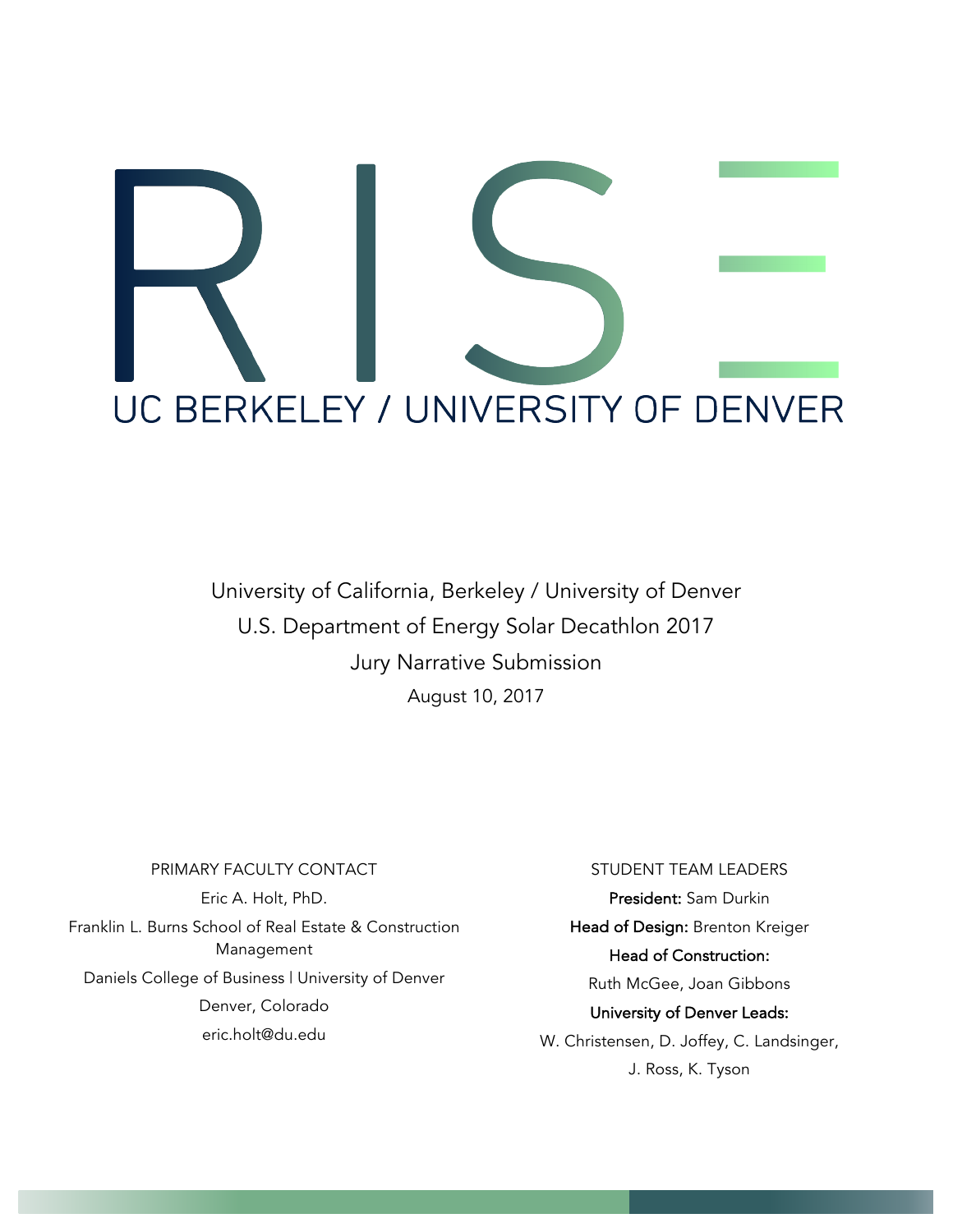# RISE

## UC BERKELEY / UNIVERSITY OF DENVER

University of California, Berkeley / University of Denver

U.S. Department of Energy Solar Decathlon 2017

Jury Narrative Submission

August 10, 2017

PRIMARY FACULTY CONTACT

Eric A. Holt, PhD.

Franklin L. Burns School of Real Estate & Construction Management

Daniels College of Business | University of Denver

Denver, Colorado

eric.holt@du.edu

STUDENT TEAM LEADERS

**President:** Sam Durkin

**Head of Design:** Brenton Kreiger

**Head of Construction:**

Ruth McGee, Joan Gibbons

**University of Denver Leads:**

W. Christensen, D. Joffey, C. Landsinger,

J. Ross, K. Tyson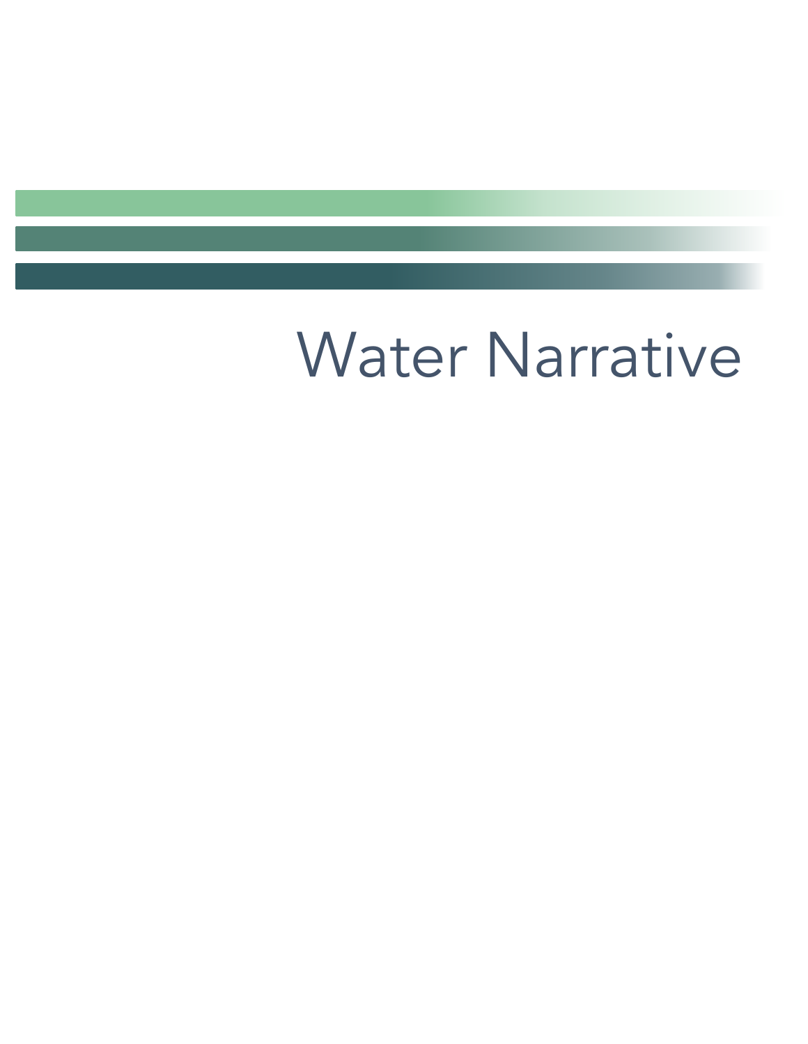# Water Narrative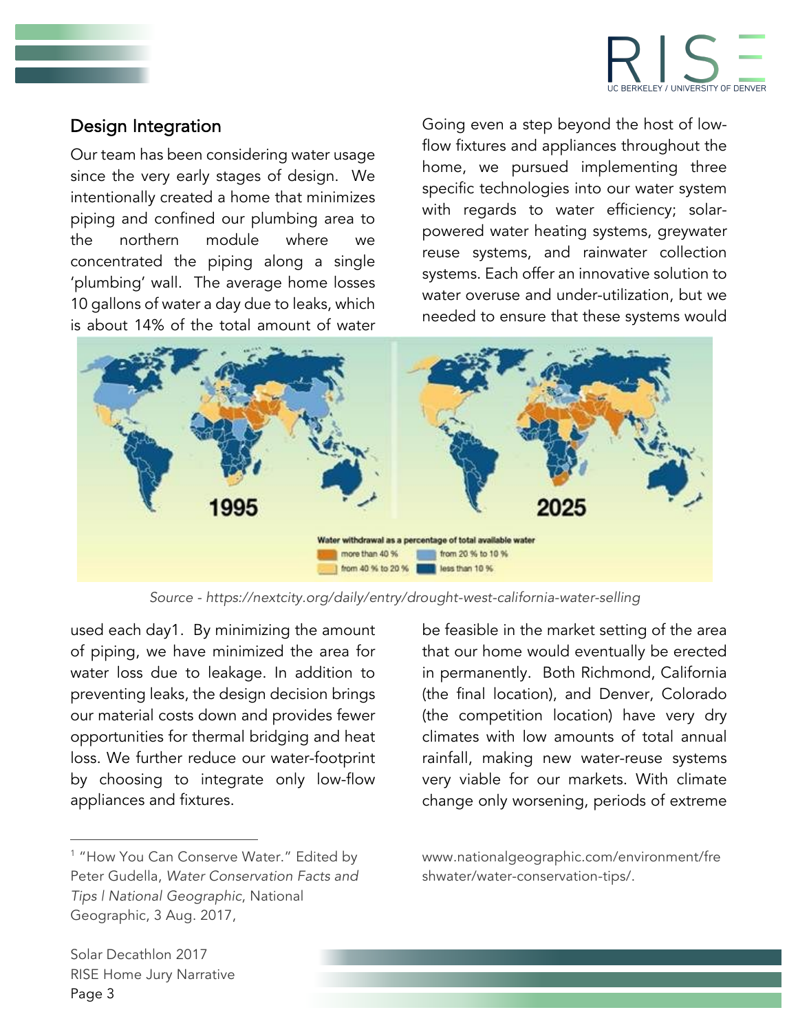## Design Integration

Our team has been considering water usage since the very early stages of design. We intentionally created a home that minimizes piping and confined our plumbing area to the northern module where we concentrated the piping along a single 'plumbing' wall. The average home losses 10 gallons of water a day due to leaks, which is about 14% of the total amount of water used each day1. By minimizing the amount of piping, we have minimized the area for water loss due to leakage. In addition to preventing leaks, the design decision brings our material costs down and provides fewer opportunities for thermal bridging and heat loss. We further reduce our water-footprint by choosing to integrate only low-flow appliances and fixtures.

Going even a step beyond the host of low-flow fixtures and appliances throughout the home, we pursued implementing three specific technologies into our water system with regards to water efficiency; solar-powered water heating systems, greywater reuse systems, and rainwater collection systems. Each offer an innovative solution to water overuse and under-utilization, but we needed to ensure that these systems would be feasible in the market setting of the area that our home would eventually be erected in permanently. Both Richmond, California (the final location), and Denver, Colorado (the competition location) have very dry climates with low amounts of total annual rainfall, making new water-reuse systems very viable for our markets. With climate change only worsening, periods of extreme

Water withdrawal as a percentage of total available water: more than 40 %; from 40 % to 20 %; from 20 % to 10 %; less than 10 %

1995 — 2025

*Source - https://nextcity.org/daily/entry/drought-west-california-water-selling*

---

[1] "How You Can Conserve Water." Edited by Peter Gudella, *Water Conservation Facts and Tips | National Geographic*, National Geographic, 3 Aug. 2017, www.nationalgeographic.com/environment/freshwater/water-conservation-tips/.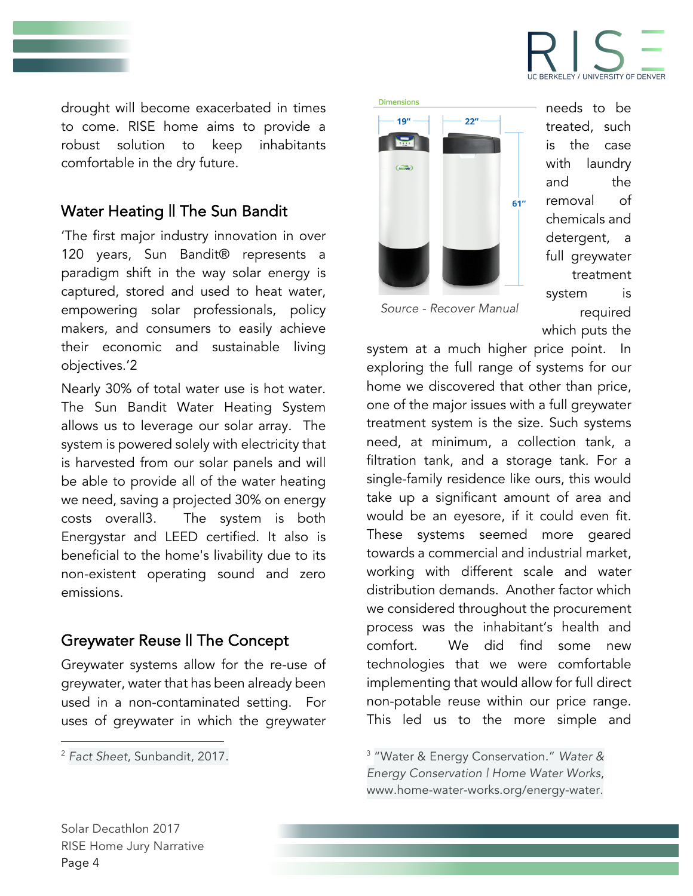drought will become exacerbated in times to come. RISE home aims to provide a robust solution to keep inhabitants comfortable in the dry future.

## Water Heating || The Sun Bandit

'The first major industry innovation in over 120 years, Sun Bandit® represents a paradigm shift in the way solar energy is captured, stored and used to heat water, empowering solar professionals, policy makers, and consumers to easily achieve their economic and sustainable living objectives.'2

Nearly 30% of total water use is hot water. The Sun Bandit Water Heating System allows us to leverage our solar array. The system is powered solely with electricity that is harvested from our solar panels and will be able to provide all of the water heating we need, saving a projected 30% on energy costs overall3. The system is both Energystar and LEED certified. It also is beneficial to the home's livability due to its non-existent operating sound and zero emissions.

## Greywater Reuse || The Concept

Greywater systems allow for the re-use of greywater, water that has been already been used in a non-contaminated setting. For uses of greywater in which the greywater needs to be treated, such is the case with laundry and the removal of chemicals and detergent, a full greywater treatment system is required which puts the system at a much higher price point. In exploring the full range of systems for our home we discovered that other than price, one of the major issues with a full greywater treatment system is the size. Such systems need, at minimum, a collection tank, a filtration tank, and a storage tank. For a single-family residence like ours, this would take up a significant amount of area and would be an eyesore, if it could even fit. These systems seemed more geared towards a commercial and industrial market, working with different scale and water distribution demands. Another factor which we considered throughout the procurement process was the inhabitant's health and comfort. We did find some new technologies that we were comfortable implementing that would allow for full direct non-potable reuse within our price range. This led us to the more simple and

*Source - Recover Manual*

[2] *Fact Sheet*, Sunbandit, 2017.

[3] "Water & Energy Conservation." *Water & Energy Conservation | Home Water Works*, www.home-water-works.org/energy-water.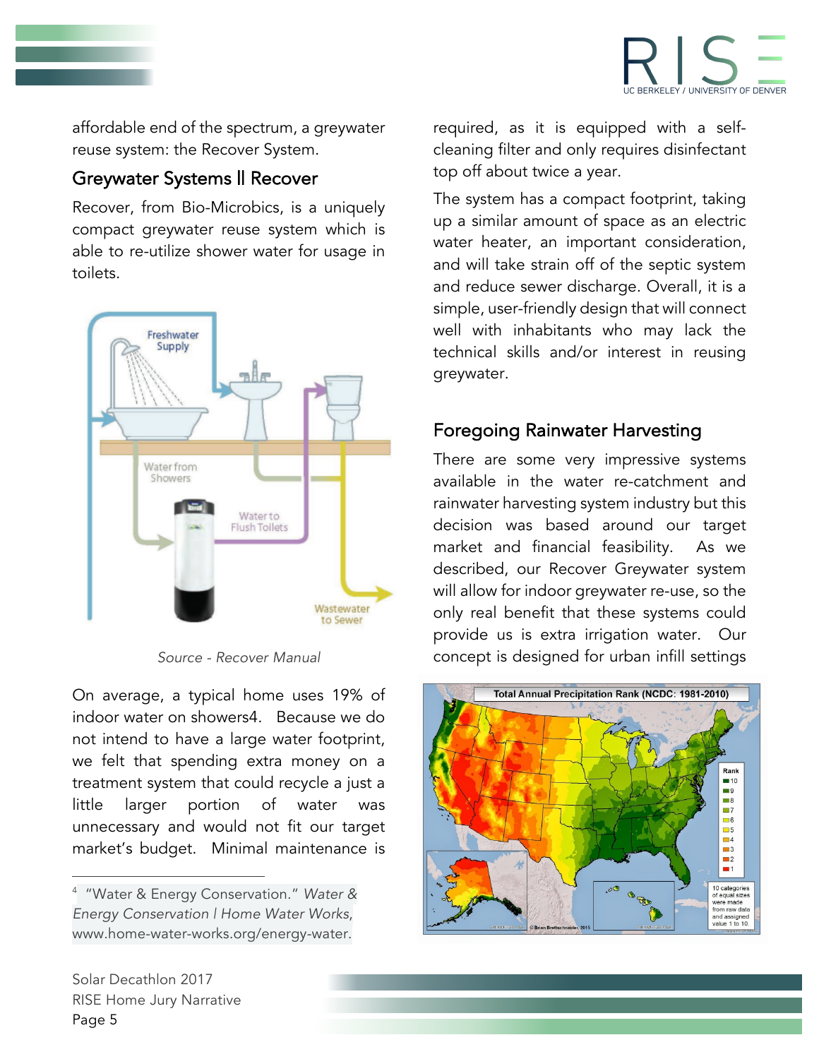affordable end of the spectrum, a greywater reuse system: the Recover System.

## Greywater Systems ll Recover

Recover, from Bio-Microbics, is a uniquely compact greywater reuse system which is able to re-utilize shower water for usage in toilets.

*Source - Recover Manual*

On average, a typical home uses 19% of indoor water on showers[4]. Because we do not intend to have a large water footprint, we felt that spending extra money on a treatment system that could recycle a just a little larger portion of water was unnecessary and would not fit our target market's budget. Minimal maintenance is required, as it is equipped with a self-cleaning filter and only requires disinfectant top off about twice a year.

The system has a compact footprint, taking up a similar amount of space as an electric water heater, an important consideration, and will take strain off of the septic system and reduce sewer discharge. Overall, it is a simple, user-friendly design that will connect well with inhabitants who may lack the technical skills and/or interest in reusing greywater.

## Foregoing Rainwater Harvesting

There are some very impressive systems available in the water re-catchment and rainwater harvesting system industry but this decision was based around our target market and financial feasibility. As we described, our Recover Greywater system will allow for indoor greywater re-use, so the only real benefit that these systems could provide us is extra irrigation water. Our concept is designed for urban infill settings

[4] "Water & Energy Conservation." *Water & Energy Conservation | Home Water Works*, www.home-water-works.org/energy-water.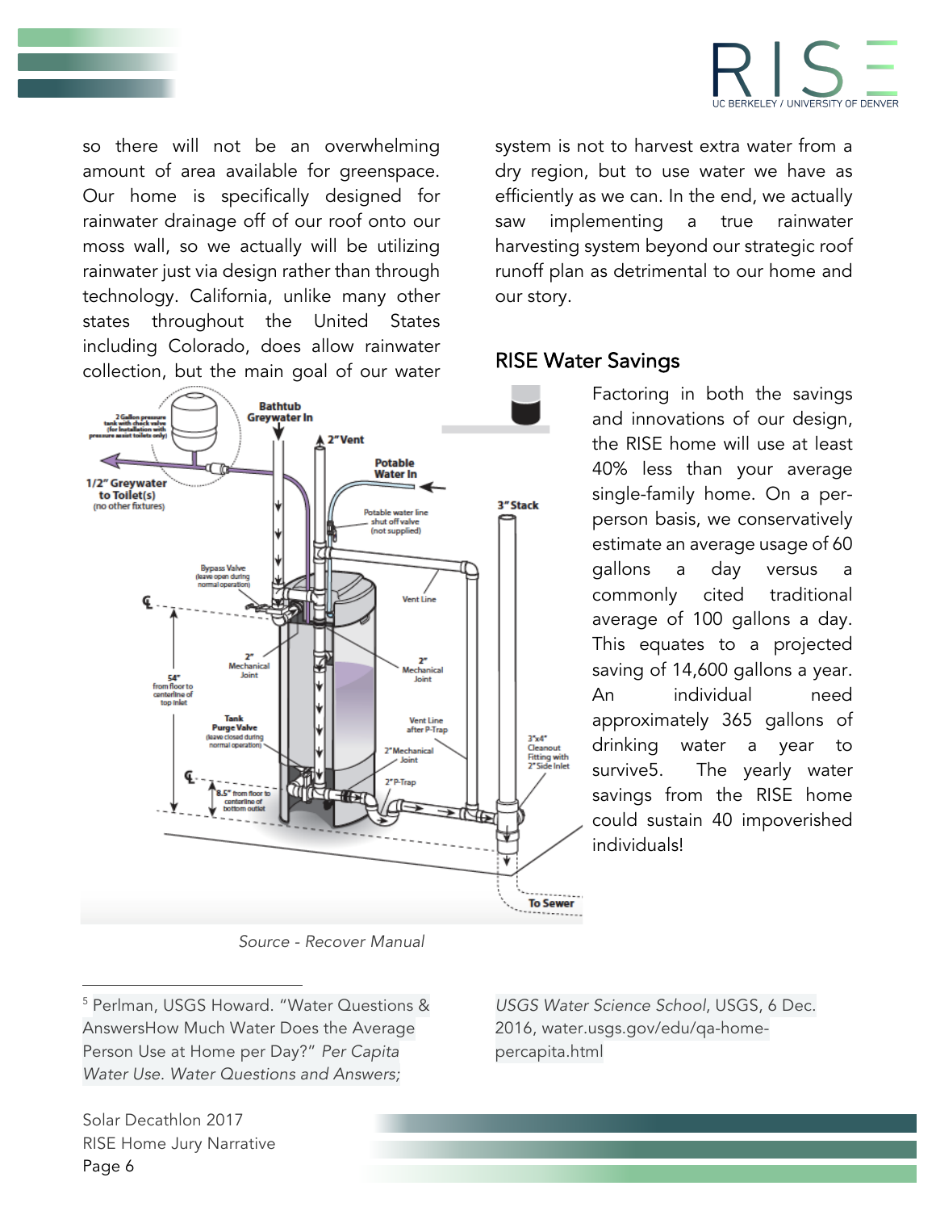so there will not be an overwhelming amount of area available for greenspace. Our home is specifically designed for rainwater drainage off of our roof onto our moss wall, so we actually will be utilizing rainwater just via design rather than through technology. California, unlike many other states throughout the United States including Colorado, does allow rainwater collection, but the main goal of our water system is not to harvest extra water from a dry region, but to use water we have as efficiently as we can. In the end, we actually saw implementing a true rainwater harvesting system beyond our strategic roof runoff plan as detrimental to our home and our story.

Bathtub Greywater In

2" Vent

Potable Water In

2 Gallon pressure tank with check valve (for installation with pressure assist toilets only)

1/2" Greywater to Toilet(s) (no other fixtures)

Potable water line shut off valve (not supplied)

3" Stack

Bypass Valve (leave open during normal operation)

Vent Line

54" from floor to centerline of top inlet

2" Mechanical Joint

2" Mechanical Joint

Tank Purge Valve (leave closed during normal operation)

Vent Line after P-Trap

2" Mechanical Joint

3"x4" Cleanout Fitting with 2" Side Inlet

2" P-Trap

8.5" from floor to centerline of bottom outlet

To Sewer

*Source - Recover Manual*

## RISE Water Savings

Factoring in both the savings and innovations of our design, the RISE home will use at least 40% less than your average single-family home. On a per-person basis, we conservatively estimate an average usage of 60 gallons a day versus a commonly cited traditional average of 100 gallons a day. This equates to a projected saving of 14,600 gallons a year. An individual need approximately 365 gallons of drinking water a year to survive5. The yearly water savings from the RISE home could sustain 40 impoverished individuals!

---

[5] Perlman, USGS Howard. "Water Questions & AnswersHow Much Water Does the Average Person Use at Home per Day?" *Per Capita Water Use. Water Questions and Answers; USGS Water Science School*, USGS, 6 Dec. 2016, water.usgs.gov/edu/qa-home-percapita.html

Solar Decathlon 2017
RISE Home Jury Narrative